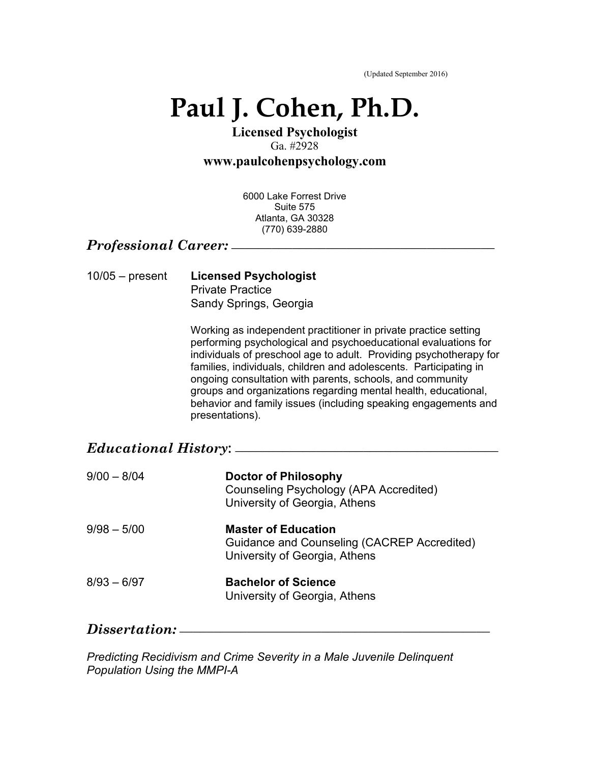(Updated September 2016)

# Paul J. Cohen, Ph.D.

**Licensed Psychologist**
Ga. #2928
**www.paulcohenpsychology.com**

6000 Lake Forrest Drive
Suite 575
Atlanta, GA 30328
(770) 639-2880

## *Professional Career:*

10/05 – present **Licensed Psychologist**
Private Practice
Sandy Springs, Georgia

Working as independent practitioner in private practice setting performing psychological and psychoeducational evaluations for individuals of preschool age to adult. Providing psychotherapy for families, individuals, children and adolescents. Participating in ongoing consultation with parents, schools, and community groups and organizations regarding mental health, educational, behavior and family issues (including speaking engagements and presentations).

## *Educational History*:

9/00 – 8/04 **Doctor of Philosophy**
Counseling Psychology (APA Accredited)
University of Georgia, Athens

9/98 – 5/00 **Master of Education**
Guidance and Counseling (CACREP Accredited)
University of Georgia, Athens

8/93 – 6/97 **Bachelor of Science**
University of Georgia, Athens

## *Dissertation:*

*Predicting Recidivism and Crime Severity in a Male Juvenile Delinquent Population Using the MMPI-A*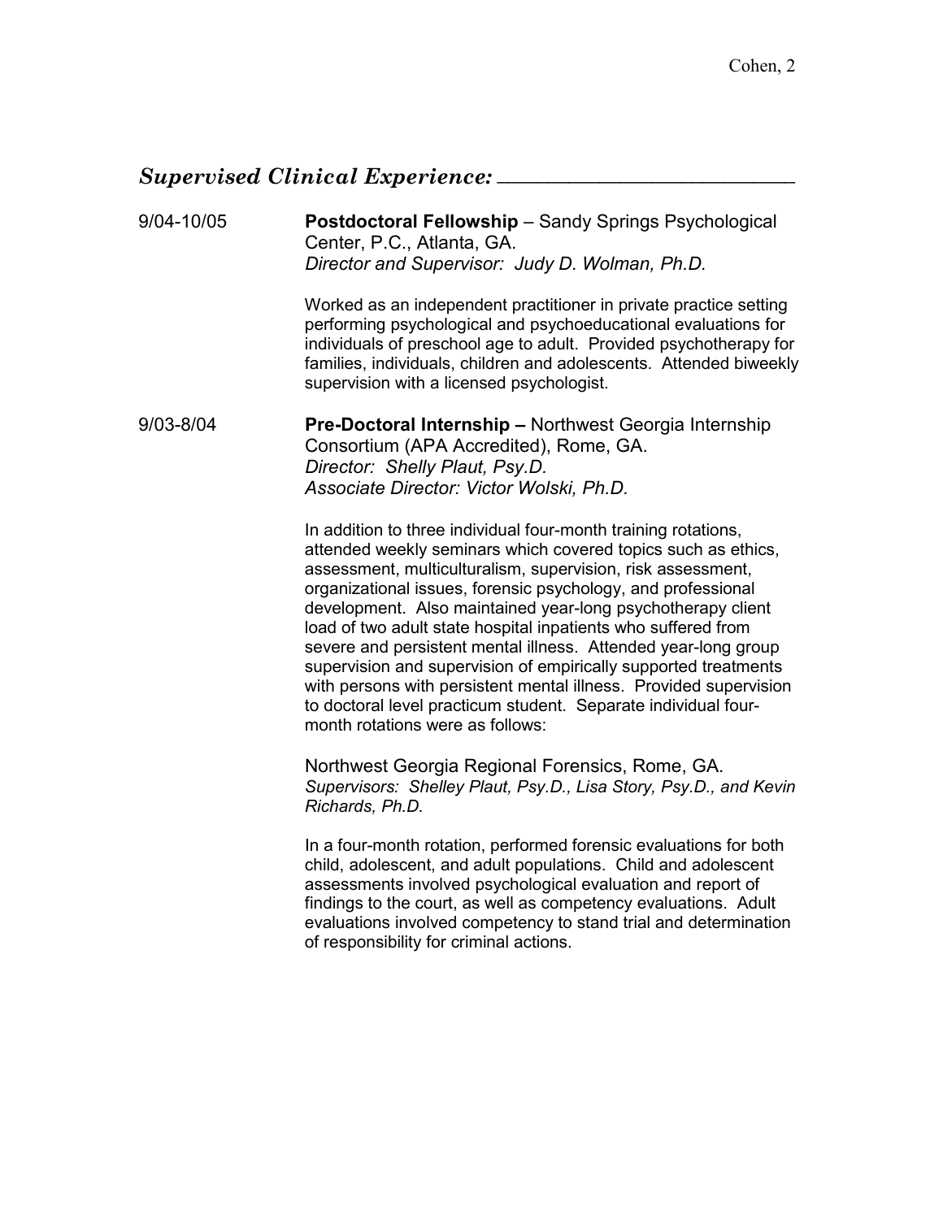## *Supervised Clinical Experience:*

9/04-10/05 **Postdoctoral Fellowship** – Sandy Springs Psychological Center, P.C., Atlanta, GA.
*Director and Supervisor: Judy D. Wolman, Ph.D.*

Worked as an independent practitioner in private practice setting performing psychological and psychoeducational evaluations for individuals of preschool age to adult. Provided psychotherapy for families, individuals, children and adolescents. Attended biweekly supervision with a licensed psychologist.

9/03-8/04 **Pre-Doctoral Internship –** Northwest Georgia Internship Consortium (APA Accredited), Rome, GA.
*Director: Shelly Plaut, Psy.D.*
*Associate Director: Victor Wolski, Ph.D.*

In addition to three individual four-month training rotations, attended weekly seminars which covered topics such as ethics, assessment, multiculturalism, supervision, risk assessment, organizational issues, forensic psychology, and professional development. Also maintained year-long psychotherapy client load of two adult state hospital inpatients who suffered from severe and persistent mental illness. Attended year-long group supervision and supervision of empirically supported treatments with persons with persistent mental illness. Provided supervision to doctoral level practicum student. Separate individual four-month rotations were as follows:

Northwest Georgia Regional Forensics, Rome, GA.
*Supervisors: Shelley Plaut, Psy.D., Lisa Story, Psy.D., and Kevin Richards, Ph.D.*

In a four-month rotation, performed forensic evaluations for both child, adolescent, and adult populations. Child and adolescent assessments involved psychological evaluation and report of findings to the court, as well as competency evaluations. Adult evaluations involved competency to stand trial and determination of responsibility for criminal actions.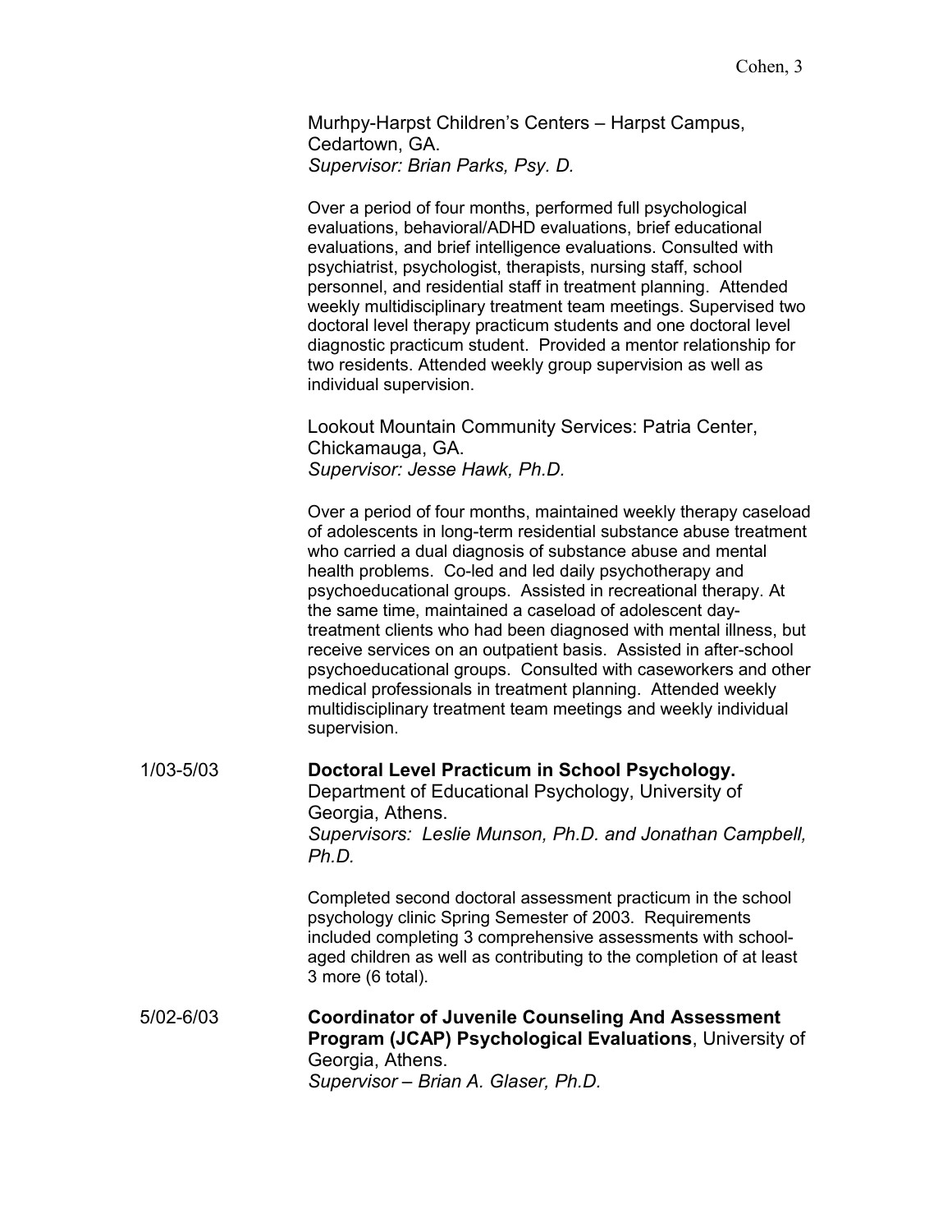Murhpy-Harpst Children's Centers – Harpst Campus, Cedartown, GA.
*Supervisor: Brian Parks, Psy. D.*

Over a period of four months, performed full psychological evaluations, behavioral/ADHD evaluations, brief educational evaluations, and brief intelligence evaluations. Consulted with psychiatrist, psychologist, therapists, nursing staff, school personnel, and residential staff in treatment planning. Attended weekly multidisciplinary treatment team meetings. Supervised two doctoral level therapy practicum students and one doctoral level diagnostic practicum student. Provided a mentor relationship for two residents. Attended weekly group supervision as well as individual supervision.

Lookout Mountain Community Services: Patria Center, Chickamauga, GA.
*Supervisor: Jesse Hawk, Ph.D.*

Over a period of four months, maintained weekly therapy caseload of adolescents in long-term residential substance abuse treatment who carried a dual diagnosis of substance abuse and mental health problems. Co-led and led daily psychotherapy and psychoeducational groups. Assisted in recreational therapy. At the same time, maintained a caseload of adolescent day-treatment clients who had been diagnosed with mental illness, but receive services on an outpatient basis. Assisted in after-school psychoeducational groups. Consulted with caseworkers and other medical professionals in treatment planning. Attended weekly multidisciplinary treatment team meetings and weekly individual supervision.

1/03-5/03 **Doctoral Level Practicum in School Psychology.**
Department of Educational Psychology, University of Georgia, Athens.
*Supervisors: Leslie Munson, Ph.D. and Jonathan Campbell, Ph.D.*

Completed second doctoral assessment practicum in the school psychology clinic Spring Semester of 2003. Requirements included completing 3 comprehensive assessments with school-aged children as well as contributing to the completion of at least 3 more (6 total).

5/02-6/03 **Coordinator of Juvenile Counseling And Assessment Program (JCAP) Psychological Evaluations**, University of Georgia, Athens.
*Supervisor – Brian A. Glaser, Ph.D.*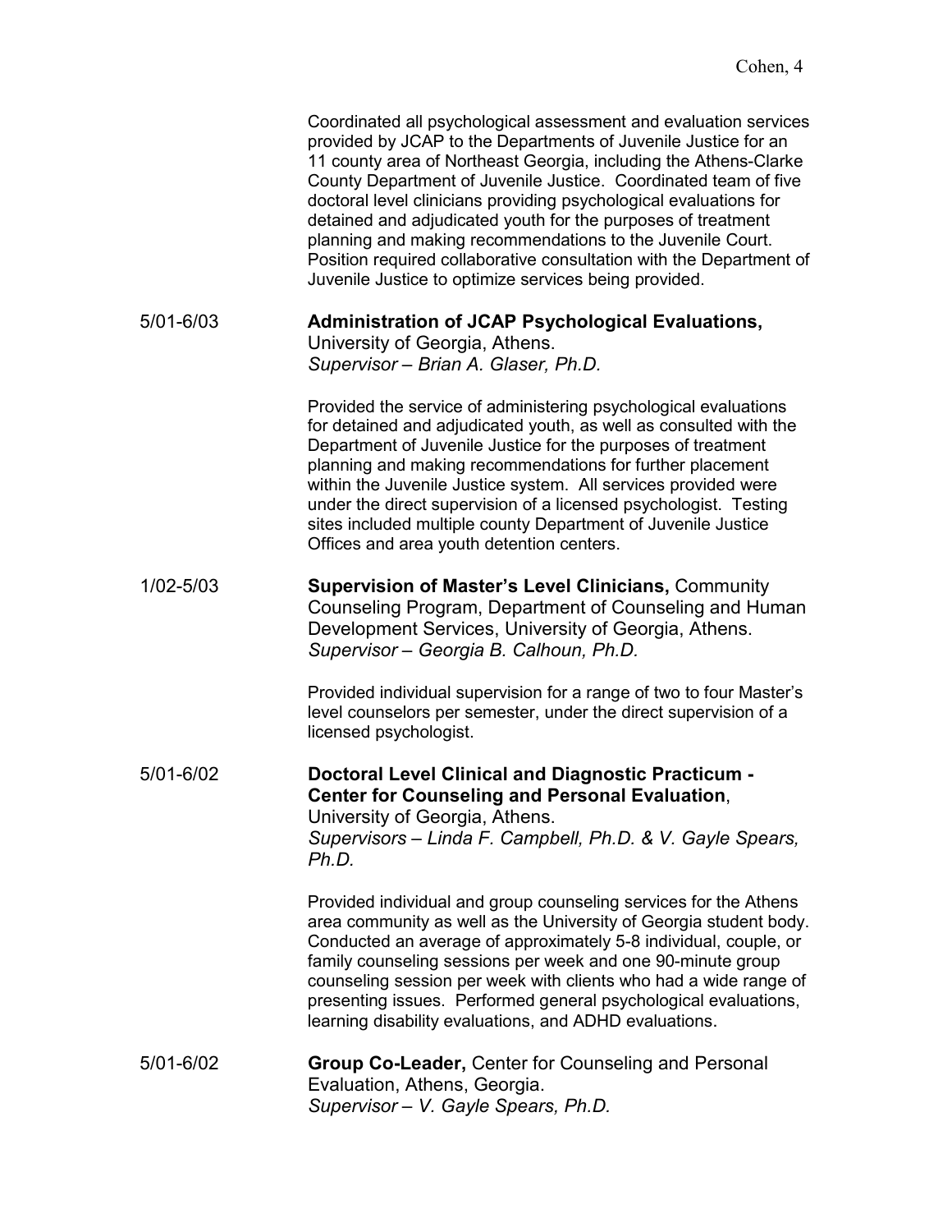Coordinated all psychological assessment and evaluation services provided by JCAP to the Departments of Juvenile Justice for an 11 county area of Northeast Georgia, including the Athens-Clarke County Department of Juvenile Justice. Coordinated team of five doctoral level clinicians providing psychological evaluations for detained and adjudicated youth for the purposes of treatment planning and making recommendations to the Juvenile Court. Position required collaborative consultation with the Department of Juvenile Justice to optimize services being provided.

5/01-6/03 **Administration of JCAP Psychological Evaluations,** University of Georgia, Athens.
*Supervisor – Brian A. Glaser, Ph.D.*

Provided the service of administering psychological evaluations for detained and adjudicated youth, as well as consulted with the Department of Juvenile Justice for the purposes of treatment planning and making recommendations for further placement within the Juvenile Justice system. All services provided were under the direct supervision of a licensed psychologist. Testing sites included multiple county Department of Juvenile Justice Offices and area youth detention centers.

1/02-5/03 **Supervision of Master's Level Clinicians,** Community Counseling Program, Department of Counseling and Human Development Services, University of Georgia, Athens.
*Supervisor – Georgia B. Calhoun, Ph.D.*

Provided individual supervision for a range of two to four Master's level counselors per semester, under the direct supervision of a licensed psychologist.

5/01-6/02 **Doctoral Level Clinical and Diagnostic Practicum - Center for Counseling and Personal Evaluation**, University of Georgia, Athens.
*Supervisors – Linda F. Campbell, Ph.D. & V. Gayle Spears, Ph.D.*

Provided individual and group counseling services for the Athens area community as well as the University of Georgia student body. Conducted an average of approximately 5-8 individual, couple, or family counseling sessions per week and one 90-minute group counseling session per week with clients who had a wide range of presenting issues. Performed general psychological evaluations, learning disability evaluations, and ADHD evaluations.

5/01-6/02 **Group Co-Leader,** Center for Counseling and Personal Evaluation, Athens, Georgia.
*Supervisor – V. Gayle Spears, Ph.D.*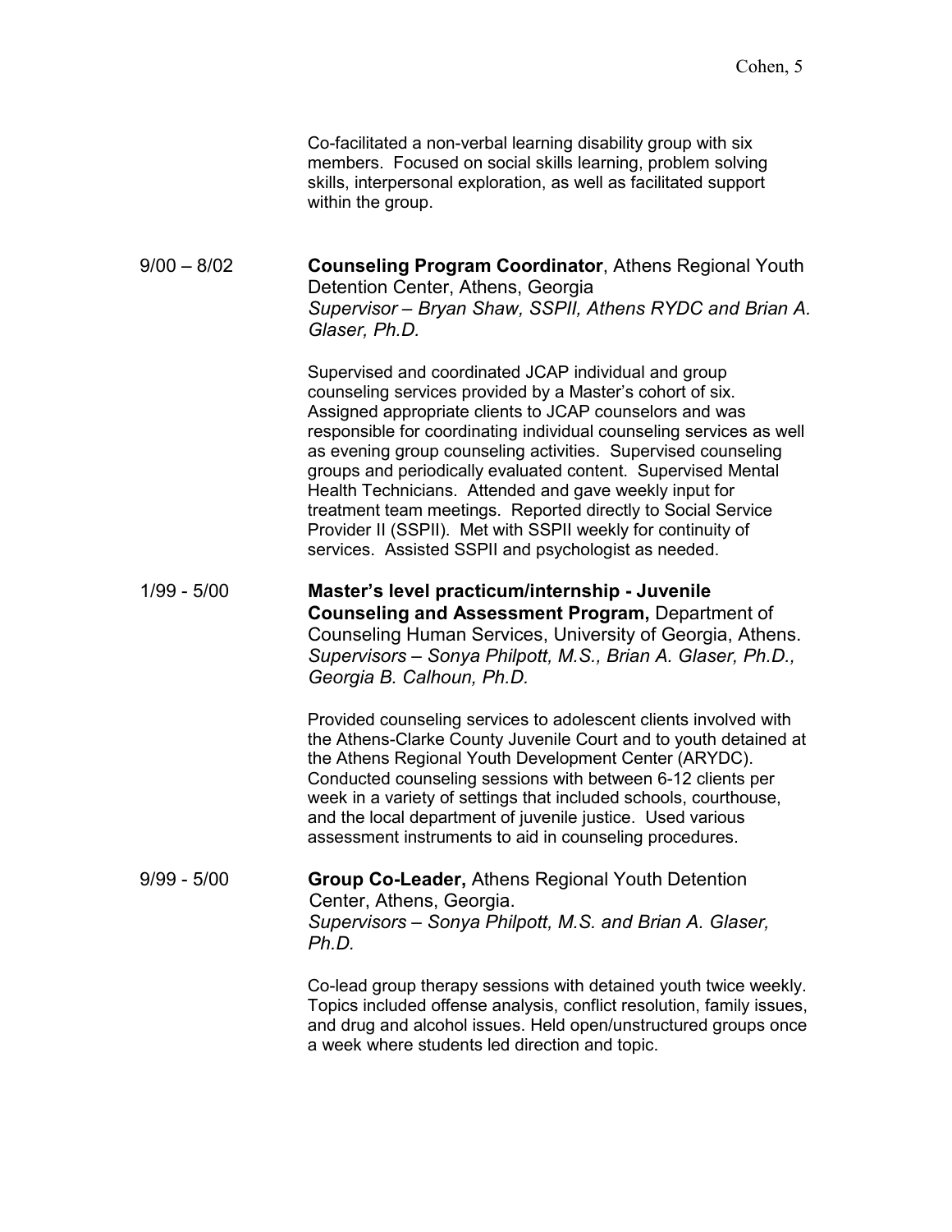Co-facilitated a non-verbal learning disability group with six members. Focused on social skills learning, problem solving skills, interpersonal exploration, as well as facilitated support within the group.

9/00 – 8/02 **Counseling Program Coordinator**, Athens Regional Youth Detention Center, Athens, Georgia
*Supervisor – Bryan Shaw, SSPII, Athens RYDC and Brian A. Glaser, Ph.D.*

Supervised and coordinated JCAP individual and group counseling services provided by a Master's cohort of six. Assigned appropriate clients to JCAP counselors and was responsible for coordinating individual counseling services as well as evening group counseling activities. Supervised counseling groups and periodically evaluated content. Supervised Mental Health Technicians. Attended and gave weekly input for treatment team meetings. Reported directly to Social Service Provider II (SSPII). Met with SSPII weekly for continuity of services. Assisted SSPII and psychologist as needed.

1/99 - 5/00 **Master's level practicum/internship - Juvenile Counseling and Assessment Program,** Department of Counseling Human Services, University of Georgia, Athens.
*Supervisors – Sonya Philpott, M.S., Brian A. Glaser, Ph.D., Georgia B. Calhoun, Ph.D.*

Provided counseling services to adolescent clients involved with the Athens-Clarke County Juvenile Court and to youth detained at the Athens Regional Youth Development Center (ARYDC). Conducted counseling sessions with between 6-12 clients per week in a variety of settings that included schools, courthouse, and the local department of juvenile justice. Used various assessment instruments to aid in counseling procedures.

9/99 - 5/00 **Group Co-Leader,** Athens Regional Youth Detention Center, Athens, Georgia.
*Supervisors – Sonya Philpott, M.S. and Brian A. Glaser, Ph.D.*

Co-lead group therapy sessions with detained youth twice weekly. Topics included offense analysis, conflict resolution, family issues, and drug and alcohol issues. Held open/unstructured groups once a week where students led direction and topic.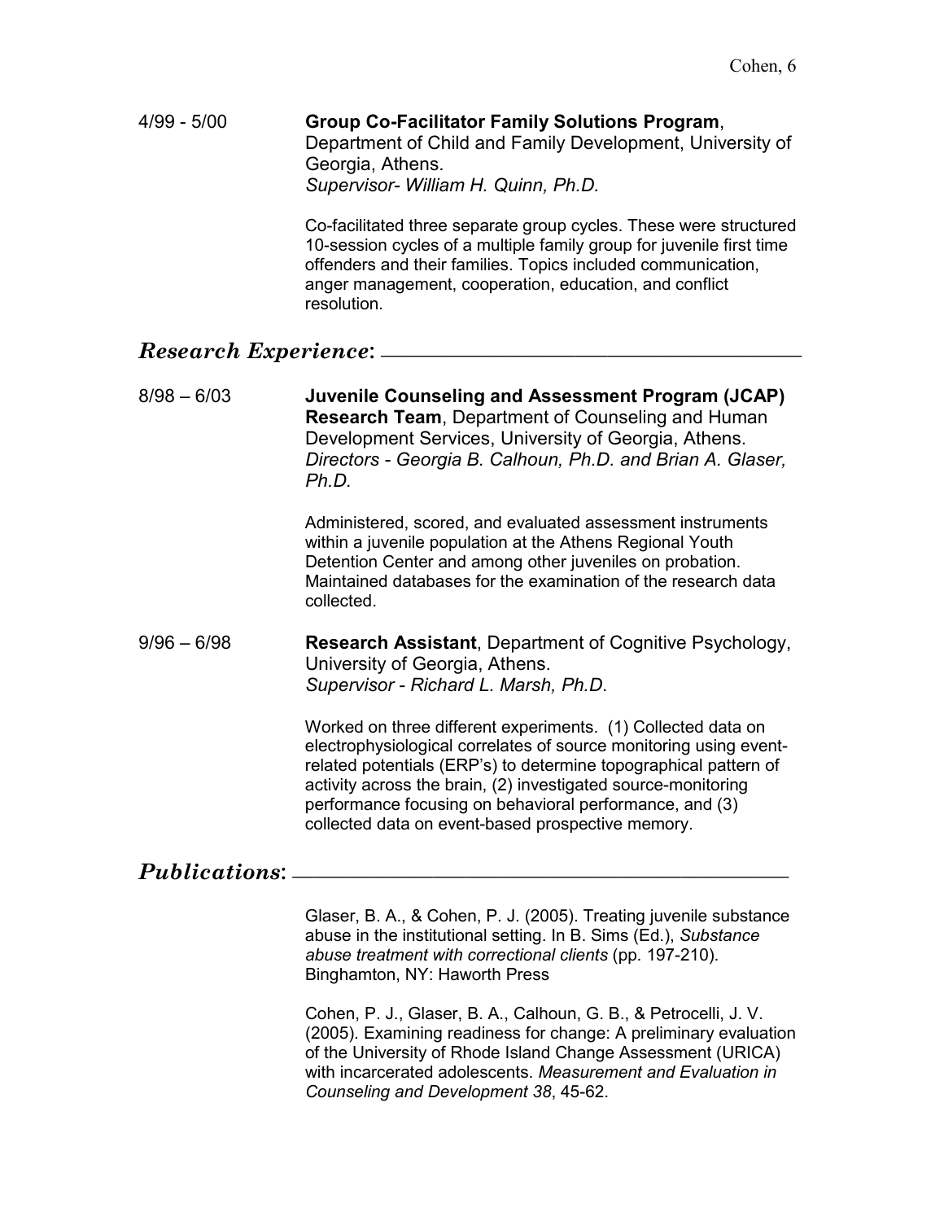4/99 - 5/00 **Group Co-Facilitator Family Solutions Program**, Department of Child and Family Development, University of Georgia, Athens.
*Supervisor- William H. Quinn, Ph.D.*

Co-facilitated three separate group cycles. These were structured 10-session cycles of a multiple family group for juvenile first time offenders and their families. Topics included communication, anger management, cooperation, education, and conflict resolution.

## *Research Experience*:

8/98 – 6/03 **Juvenile Counseling and Assessment Program (JCAP) Research Team**, Department of Counseling and Human Development Services, University of Georgia, Athens.
*Directors - Georgia B. Calhoun, Ph.D. and Brian A. Glaser, Ph.D.*

Administered, scored, and evaluated assessment instruments within a juvenile population at the Athens Regional Youth Detention Center and among other juveniles on probation. Maintained databases for the examination of the research data collected.

9/96 – 6/98 **Research Assistant**, Department of Cognitive Psychology, University of Georgia, Athens.
*Supervisor - Richard L. Marsh, Ph.D.*

Worked on three different experiments. (1) Collected data on electrophysiological correlates of source monitoring using event-related potentials (ERP's) to determine topographical pattern of activity across the brain, (2) investigated source-monitoring performance focusing on behavioral performance, and (3) collected data on event-based prospective memory.

## *Publications*:

Glaser, B. A., & Cohen, P. J. (2005). Treating juvenile substance abuse in the institutional setting. In B. Sims (Ed.), *Substance abuse treatment with correctional clients* (pp. 197-210). Binghamton, NY: Haworth Press

Cohen, P. J., Glaser, B. A., Calhoun, G. B., & Petrocelli, J. V. (2005). Examining readiness for change: A preliminary evaluation of the University of Rhode Island Change Assessment (URICA) with incarcerated adolescents. *Measurement and Evaluation in Counseling and Development 38*, 45-62.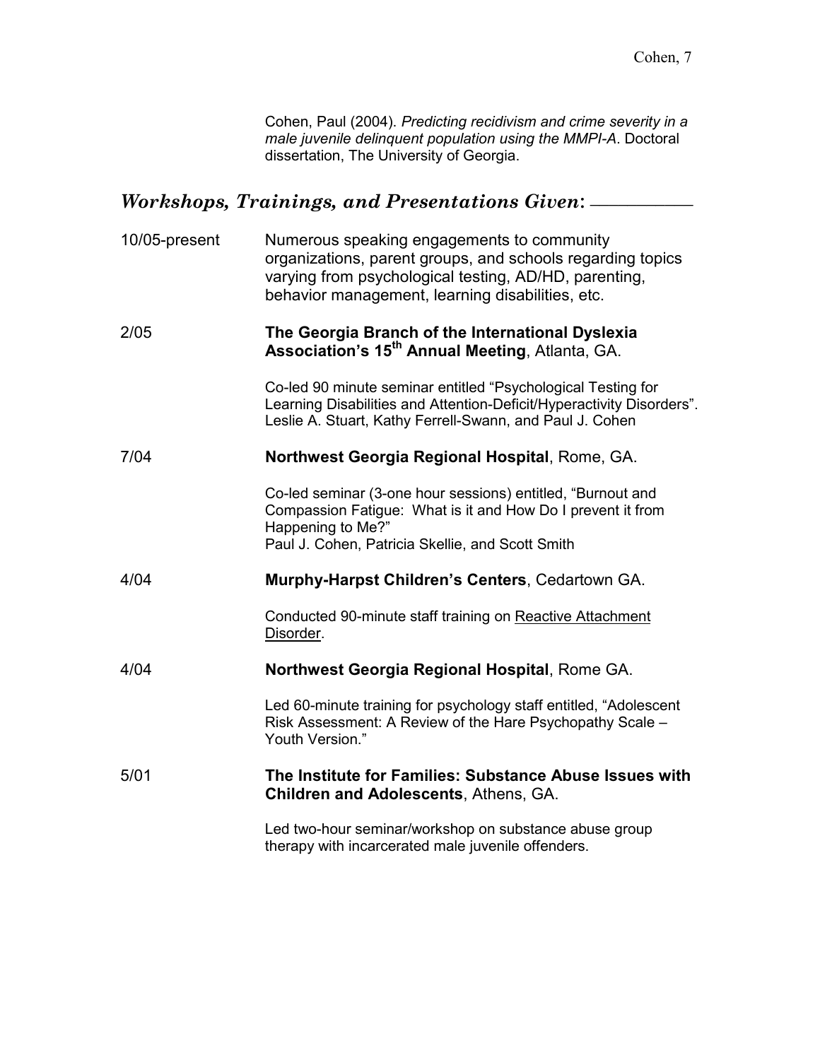Cohen, Paul (2004). *Predicting recidivism and crime severity in a male juvenile delinquent population using the MMPI-A*. Doctoral dissertation, The University of Georgia.

## *Workshops, Trainings, and Presentations Given*:

10/05-present

Numerous speaking engagements to community organizations, parent groups, and schools regarding topics varying from psychological testing, AD/HD, parenting, behavior management, learning disabilities, etc.

2/05

**The Georgia Branch of the International Dyslexia Association's 15th Annual Meeting**, Atlanta, GA.

Co-led 90 minute seminar entitled "Psychological Testing for Learning Disabilities and Attention-Deficit/Hyperactivity Disorders". Leslie A. Stuart, Kathy Ferrell-Swann, and Paul J. Cohen

7/04

**Northwest Georgia Regional Hospital**, Rome, GA.

Co-led seminar (3-one hour sessions) entitled, "Burnout and Compassion Fatigue: What is it and How Do I prevent it from Happening to Me?"
Paul J. Cohen, Patricia Skellie, and Scott Smith

4/04

**Murphy-Harpst Children's Centers**, Cedartown GA.

Conducted 90-minute staff training on Reactive Attachment Disorder.

4/04

**Northwest Georgia Regional Hospital**, Rome GA.

Led 60-minute training for psychology staff entitled, "Adolescent Risk Assessment: A Review of the Hare Psychopathy Scale – Youth Version."

5/01

**The Institute for Families: Substance Abuse Issues with Children and Adolescents**, Athens, GA.

Led two-hour seminar/workshop on substance abuse group therapy with incarcerated male juvenile offenders.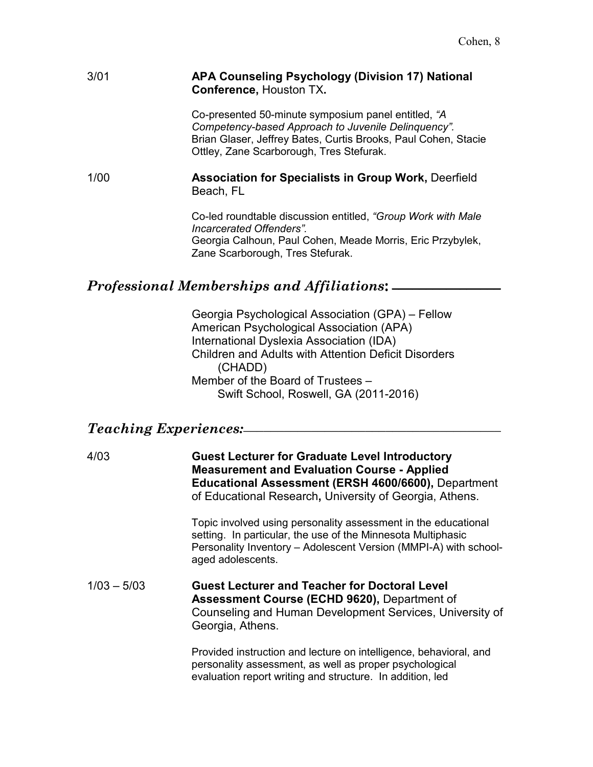3/01 **APA Counseling Psychology (Division 17) National Conference,** Houston TX**.**

Co-presented 50-minute symposium panel entitled, *"A Competency-based Approach to Juvenile Delinquency".* Brian Glaser, Jeffrey Bates, Curtis Brooks, Paul Cohen, Stacie Ottley, Zane Scarborough, Tres Stefurak.

1/00 **Association for Specialists in Group Work,** Deerfield Beach, FL

Co-led roundtable discussion entitled, *"Group Work with Male Incarcerated Offenders".* Georgia Calhoun, Paul Cohen, Meade Morris, Eric Przybylek, Zane Scarborough, Tres Stefurak.

## *Professional Memberships and Affiliations*:

Georgia Psychological Association (GPA) – Fellow
American Psychological Association (APA)
International Dyslexia Association (IDA)
Children and Adults with Attention Deficit Disorders (CHADD)
Member of the Board of Trustees – Swift School, Roswell, GA (2011-2016)

## *Teaching Experiences:*

4/03 **Guest Lecturer for Graduate Level Introductory Measurement and Evaluation Course - Applied Educational Assessment (ERSH 4600/6600),** Department of Educational Research**,** University of Georgia, Athens.

Topic involved using personality assessment in the educational setting. In particular, the use of the Minnesota Multiphasic Personality Inventory – Adolescent Version (MMPI-A) with school-aged adolescents.

1/03 – 5/03 **Guest Lecturer and Teacher for Doctoral Level Assessment Course (ECHD 9620),** Department of Counseling and Human Development Services, University of Georgia, Athens.

Provided instruction and lecture on intelligence, behavioral, and personality assessment, as well as proper psychological evaluation report writing and structure. In addition, led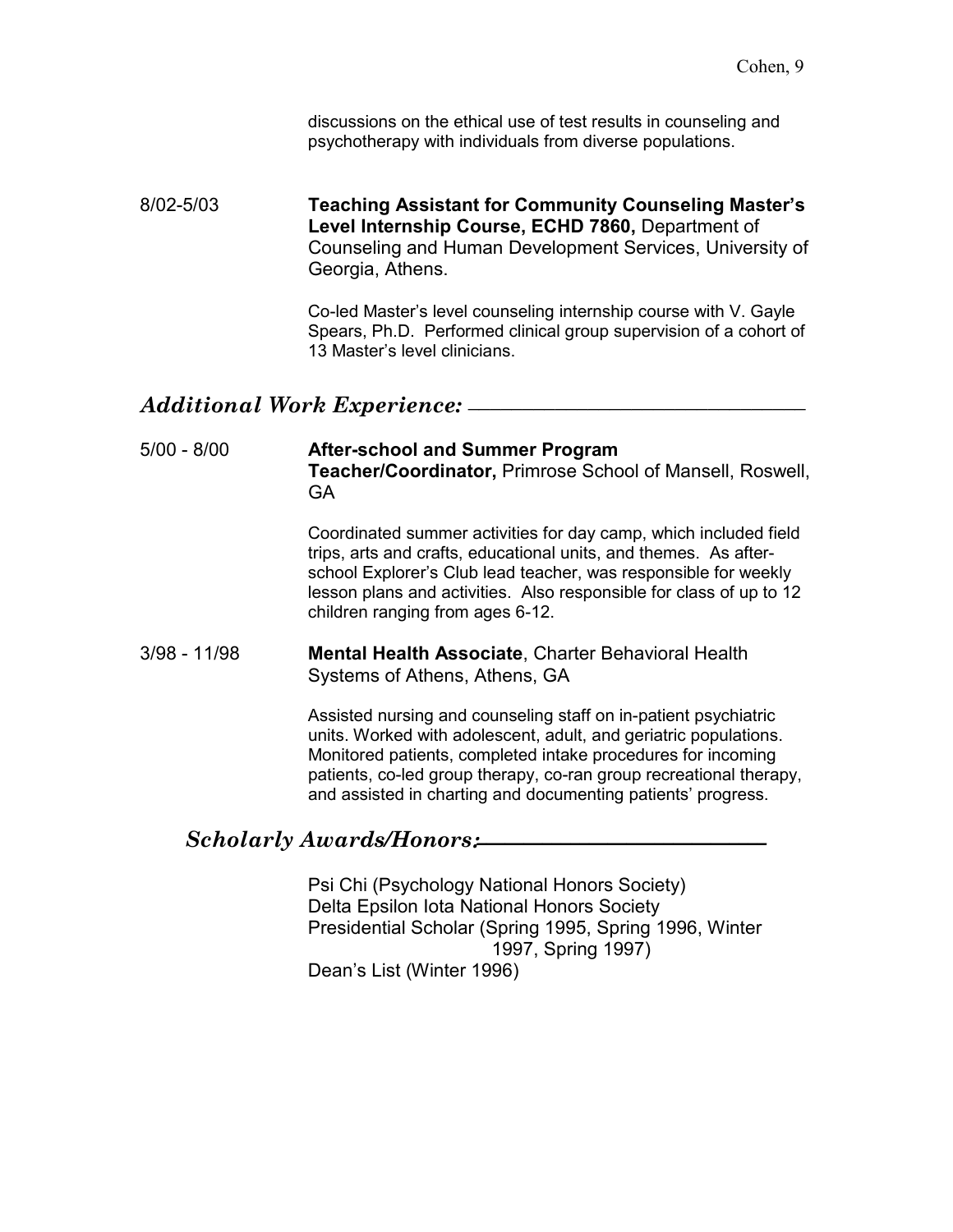discussions on the ethical use of test results in counseling and psychotherapy with individuals from diverse populations.

8/02-5/03 **Teaching Assistant for Community Counseling Master's Level Internship Course, ECHD 7860,** Department of Counseling and Human Development Services, University of Georgia, Athens.

Co-led Master's level counseling internship course with V. Gayle Spears, Ph.D. Performed clinical group supervision of a cohort of 13 Master's level clinicians.

## *Additional Work Experience:*

5/00 - 8/00 **After-school and Summer Program Teacher/Coordinator,** Primrose School of Mansell, Roswell, GA

Coordinated summer activities for day camp, which included field trips, arts and crafts, educational units, and themes. As after-school Explorer's Club lead teacher, was responsible for weekly lesson plans and activities. Also responsible for class of up to 12 children ranging from ages 6-12.

3/98 - 11/98 **Mental Health Associate**, Charter Behavioral Health Systems of Athens, Athens, GA

Assisted nursing and counseling staff on in-patient psychiatric units. Worked with adolescent, adult, and geriatric populations. Monitored patients, completed intake procedures for incoming patients, co-led group therapy, co-ran group recreational therapy, and assisted in charting and documenting patients' progress.

## *Scholarly Awards/Honors:*

Psi Chi (Psychology National Honors Society)
Delta Epsilon Iota National Honors Society
Presidential Scholar (Spring 1995, Spring 1996, Winter 1997, Spring 1997)
Dean's List (Winter 1996)